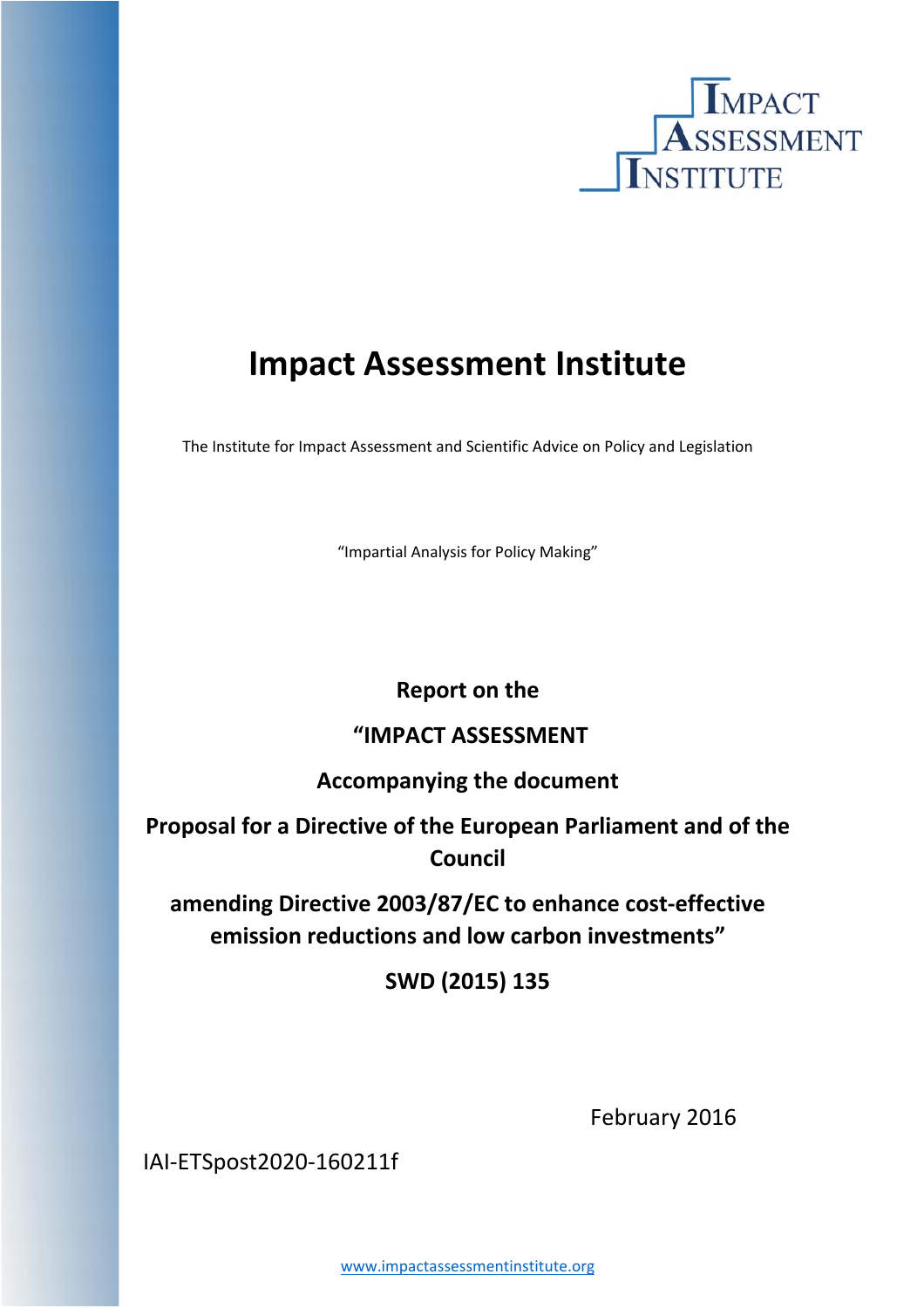# Impact Assessment Institute

The Institute for Impact Assessment and Scientific Advice on Policy and Legislation

"Impartial Analysis for Policy Making"

**Report on the**

**"IMPACT ASSESSMENT**

**Accompanying the document**

**Proposal for a Directive of the European Parliament and of the Council**

**amending Directive 2003/87/EC to enhance cost-effective emission reductions and low carbon investments"**

**SWD (2015) 135**

February 2016

IAI-ETSpost2020-160211f

www.impactassessmentinstitute.org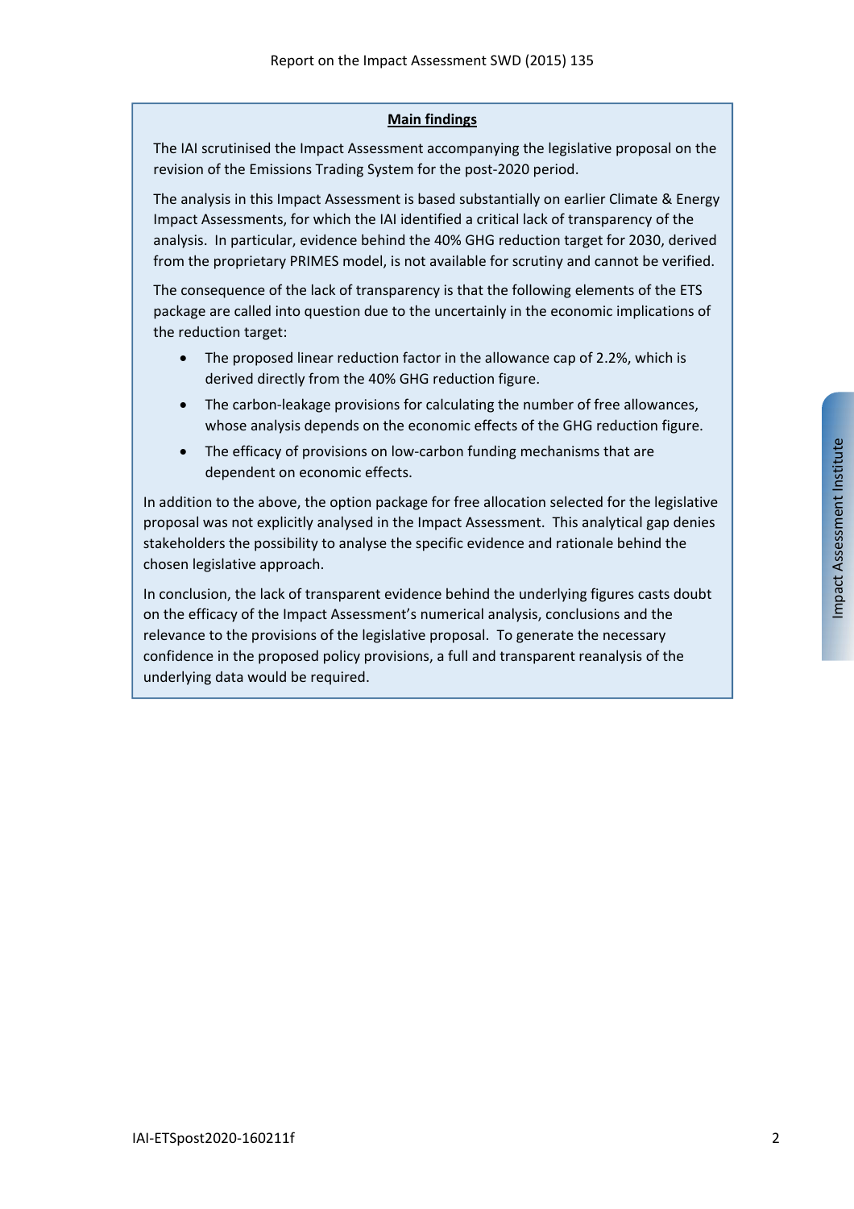## Main findings

The IAI scrutinised the Impact Assessment accompanying the legislative proposal on the revision of the Emissions Trading System for the post-2020 period.

The analysis in this Impact Assessment is based substantially on earlier Climate & Energy Impact Assessments, for which the IAI identified a critical lack of transparency of the analysis. In particular, evidence behind the 40% GHG reduction target for 2030, derived from the proprietary PRIMES model, is not available for scrutiny and cannot be verified.

The consequence of the lack of transparency is that the following elements of the ETS package are called into question due to the uncertainly in the economic implications of the reduction target:

- The proposed linear reduction factor in the allowance cap of 2.2%, which is derived directly from the 40% GHG reduction figure.
- The carbon-leakage provisions for calculating the number of free allowances, whose analysis depends on the economic effects of the GHG reduction figure.
- The efficacy of provisions on low-carbon funding mechanisms that are dependent on economic effects.

In addition to the above, the option package for free allocation selected for the legislative proposal was not explicitly analysed in the Impact Assessment. This analytical gap denies stakeholders the possibility to analyse the specific evidence and rationale behind the chosen legislative approach.

In conclusion, the lack of transparent evidence behind the underlying figures casts doubt on the efficacy of the Impact Assessment's numerical analysis, conclusions and the relevance to the provisions of the legislative proposal. To generate the necessary confidence in the proposed policy provisions, a full and transparent reanalysis of the underlying data would be required.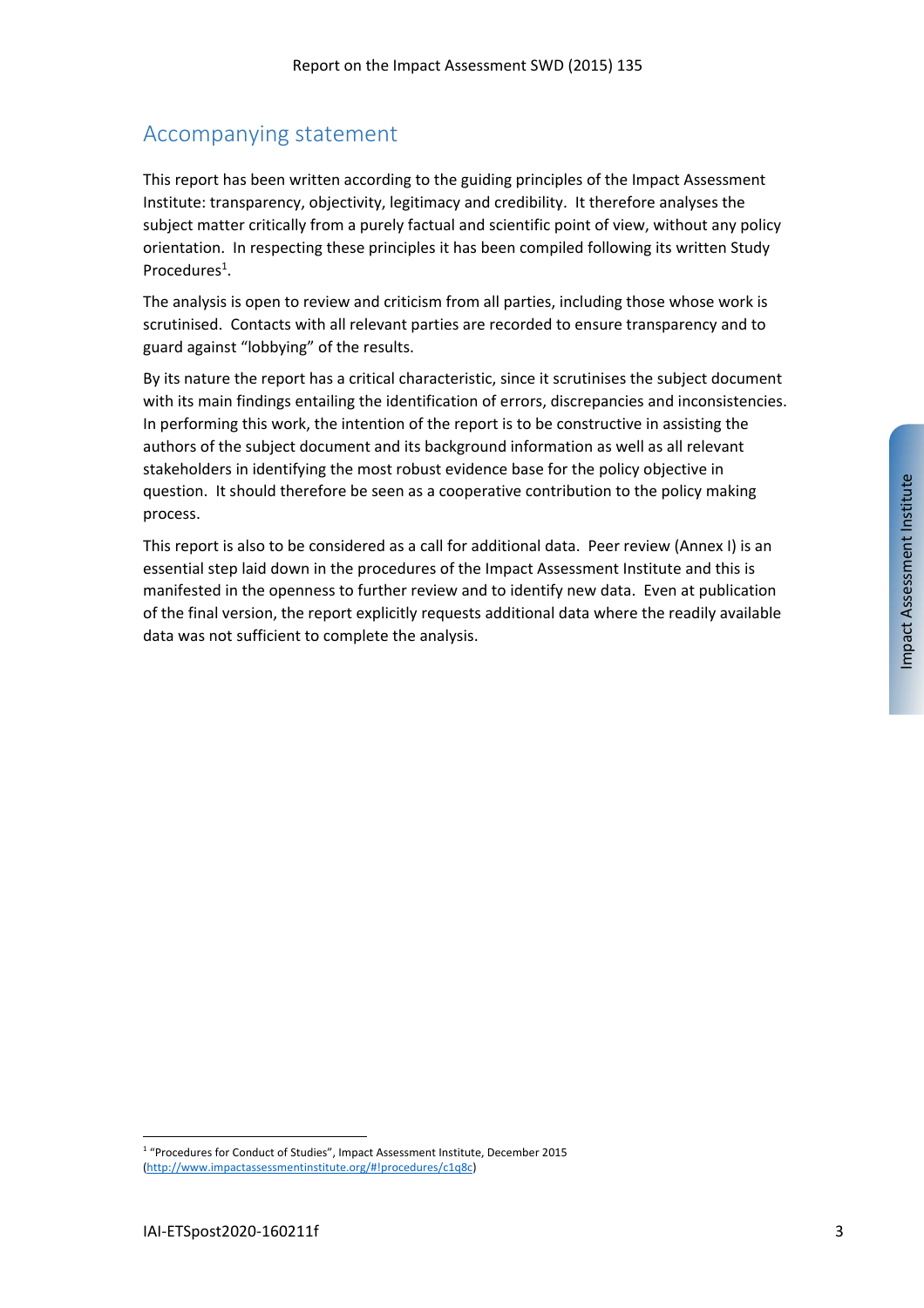## Accompanying statement

This report has been written according to the guiding principles of the Impact Assessment Institute: transparency, objectivity, legitimacy and credibility. It therefore analyses the subject matter critically from a purely factual and scientific point of view, without any policy orientation. In respecting these principles it has been compiled following its written Study Procedures[1].

The analysis is open to review and criticism from all parties, including those whose work is scrutinised. Contacts with all relevant parties are recorded to ensure transparency and to guard against "lobbying" of the results.

By its nature the report has a critical characteristic, since it scrutinises the subject document with its main findings entailing the identification of errors, discrepancies and inconsistencies. In performing this work, the intention of the report is to be constructive in assisting the authors of the subject document and its background information as well as all relevant stakeholders in identifying the most robust evidence base for the policy objective in question. It should therefore be seen as a cooperative contribution to the policy making process.

This report is also to be considered as a call for additional data. Peer review (Annex I) is an essential step laid down in the procedures of the Impact Assessment Institute and this is manifested in the openness to further review and to identify new data. Even at publication of the final version, the report explicitly requests additional data where the readily available data was not sufficient to complete the analysis.

[1] "Procedures for Conduct of Studies", Impact Assessment Institute, December 2015 (http://www.impactassessmentinstitute.org/#!procedures/c1q8c)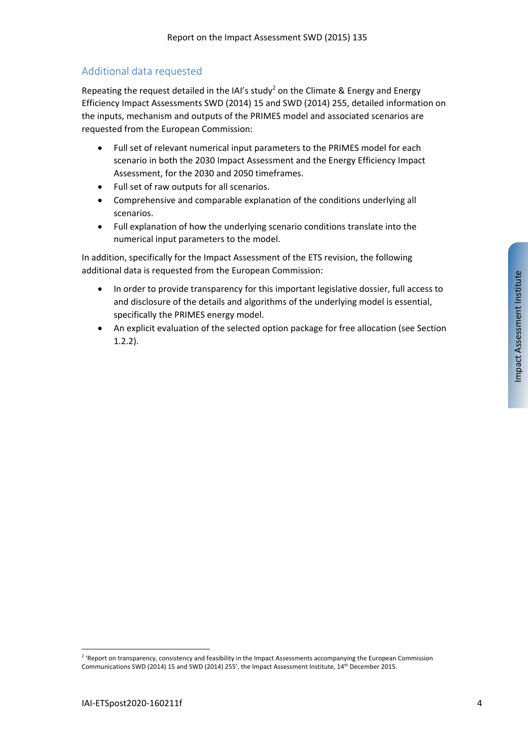## Additional data requested

Repeating the request detailed in the IAI's study[2] on the Climate & Energy and Energy Efficiency Impact Assessments SWD (2014) 15 and SWD (2014) 255, detailed information on the inputs, mechanism and outputs of the PRIMES model and associated scenarios are requested from the European Commission:

- Full set of relevant numerical input parameters to the PRIMES model for each scenario in both the 2030 Impact Assessment and the Energy Efficiency Impact Assessment, for the 2030 and 2050 timeframes.
- Full set of raw outputs for all scenarios.
- Comprehensive and comparable explanation of the conditions underlying all scenarios.
- Full explanation of how the underlying scenario conditions translate into the numerical input parameters to the model.

In addition, specifically for the Impact Assessment of the ETS revision, the following additional data is requested from the European Commission:

- In order to provide transparency for this important legislative dossier, full access to and disclosure of the details and algorithms of the underlying model is essential, specifically the PRIMES energy model.
- An explicit evaluation of the selected option package for free allocation (see Section 1.2.2).

[2] 'Report on transparency, consistency and feasibility in the Impact Assessments accompanying the European Commission Communications SWD (2014) 15 and SWD (2014) 255', the Impact Assessment Institute, 14th December 2015.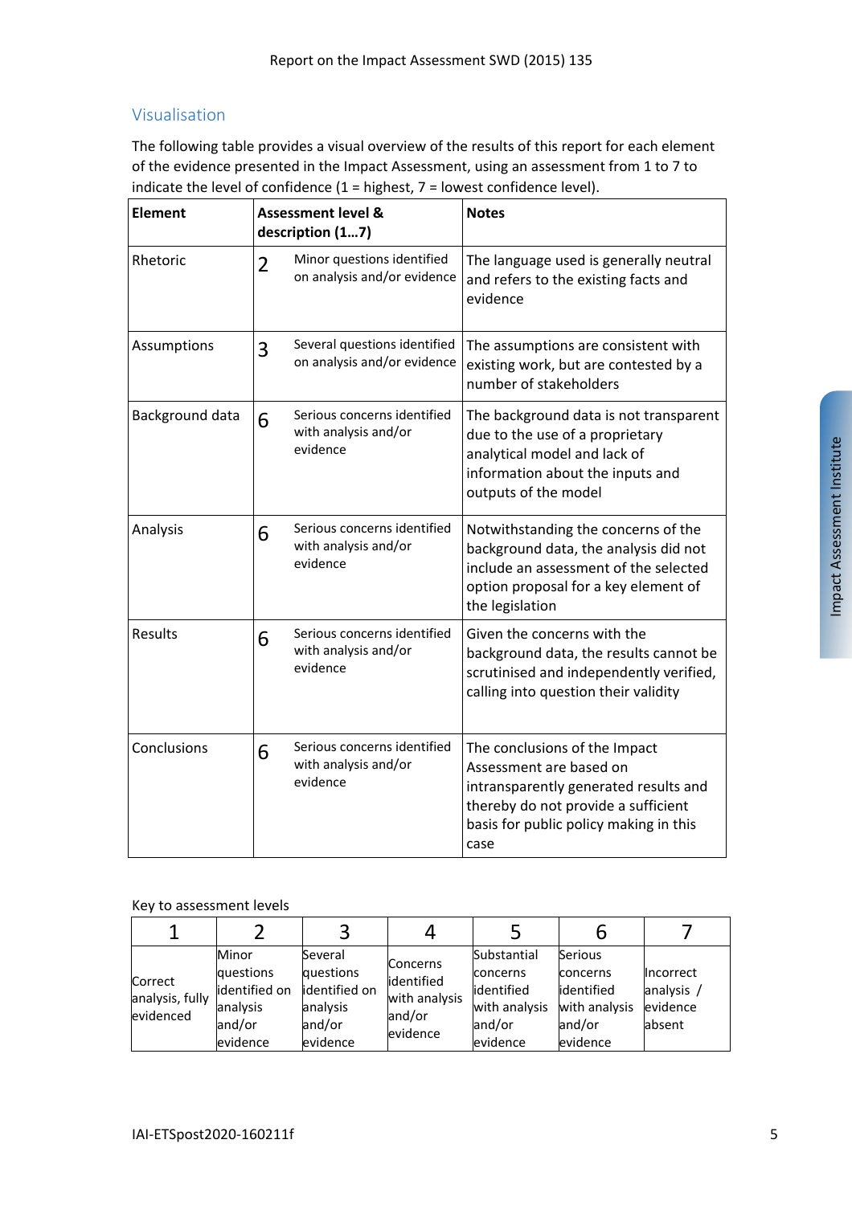## Visualisation

The following table provides a visual overview of the results of this report for each element of the evidence presented in the Impact Assessment, using an assessment from 1 to 7 to indicate the level of confidence (1 = highest, 7 = lowest confidence level).

| Element | Assessment level & description (1…7) | | Notes |
|---|---|---|---|
| Rhetoric | 2 | Minor questions identified on analysis and/or evidence | The language used is generally neutral and refers to the existing facts and evidence |
| Assumptions | 3 | Several questions identified on analysis and/or evidence | The assumptions are consistent with existing work, but are contested by a number of stakeholders |
| Background data | 6 | Serious concerns identified with analysis and/or evidence | The background data is not transparent due to the use of a proprietary analytical model and lack of information about the inputs and outputs of the model |
| Analysis | 6 | Serious concerns identified with analysis and/or evidence | Notwithstanding the concerns of the background data, the analysis did not include an assessment of the selected option proposal for a key element of the legislation |
| Results | 6 | Serious concerns identified with analysis and/or evidence | Given the concerns with the background data, the results cannot be scrutinised and independently verified, calling into question their validity |
| Conclusions | 6 | Serious concerns identified with analysis and/or evidence | The conclusions of the Impact Assessment are based on intransparently generated results and thereby do not provide a sufficient basis for public policy making in this case |

Key to assessment levels

| 1 | 2 | 3 | 4 | 5 | 6 | 7 |
|---|---|---|---|---|---|---|
| Correct analysis, fully evidenced | Minor questions identified on analysis and/or evidence | Several questions identified on analysis and/or evidence | Concerns identified with analysis and/or evidence | Substantial concerns identified with analysis and/or evidence | Serious concerns identified with analysis and/or evidence | Incorrect analysis / evidence absent |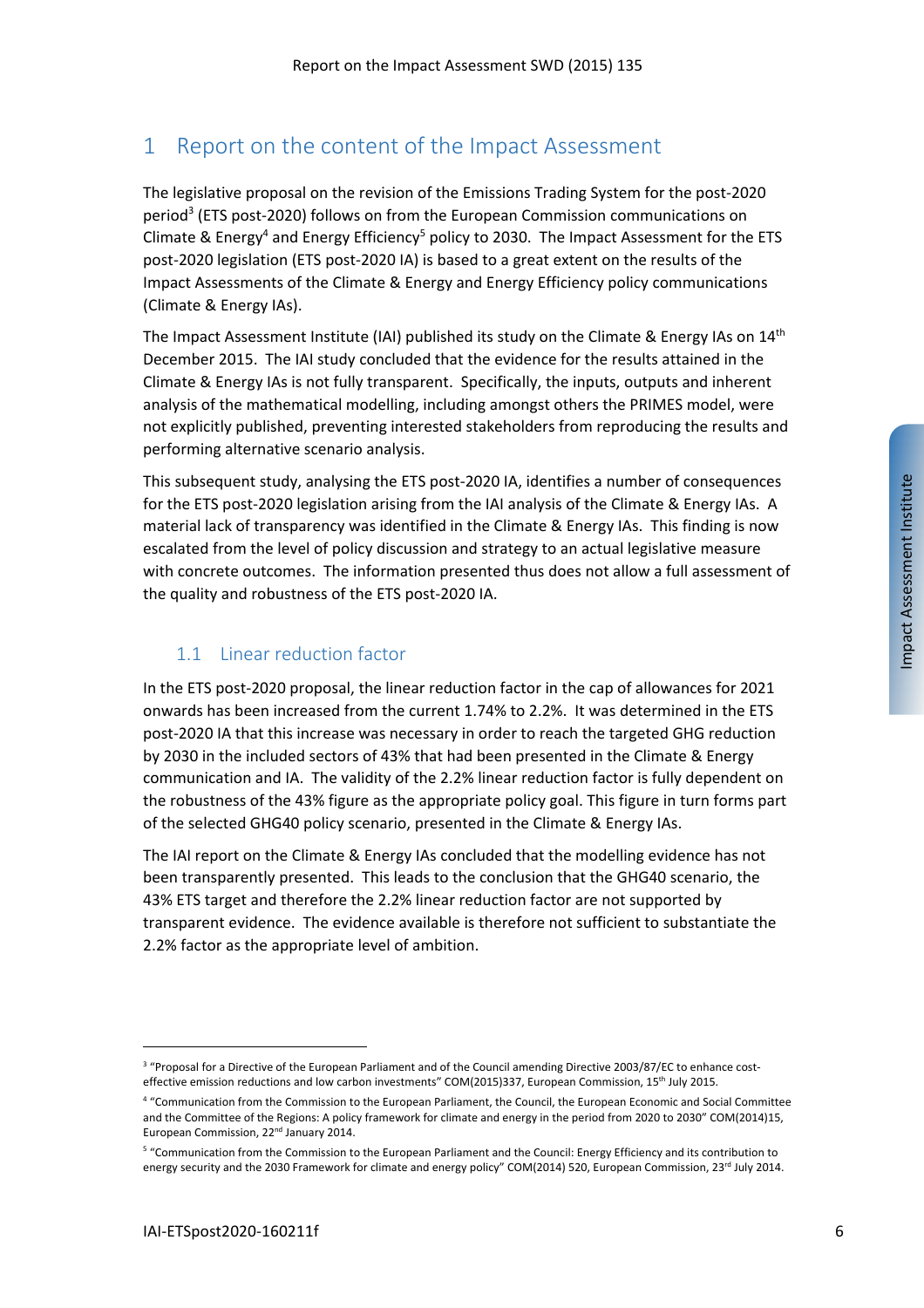# 1 Report on the content of the Impact Assessment

The legislative proposal on the revision of the Emissions Trading System for the post-2020 period[3] (ETS post-2020) follows on from the European Commission communications on Climate & Energy[4] and Energy Efficiency[5] policy to 2030. The Impact Assessment for the ETS post-2020 legislation (ETS post-2020 IA) is based to a great extent on the results of the Impact Assessments of the Climate & Energy and Energy Efficiency policy communications (Climate & Energy IAs).

The Impact Assessment Institute (IAI) published its study on the Climate & Energy IAs on 14th December 2015. The IAI study concluded that the evidence for the results attained in the Climate & Energy IAs is not fully transparent. Specifically, the inputs, outputs and inherent analysis of the mathematical modelling, including amongst others the PRIMES model, were not explicitly published, preventing interested stakeholders from reproducing the results and performing alternative scenario analysis.

This subsequent study, analysing the ETS post-2020 IA, identifies a number of consequences for the ETS post-2020 legislation arising from the IAI analysis of the Climate & Energy IAs. A material lack of transparency was identified in the Climate & Energy IAs. This finding is now escalated from the level of policy discussion and strategy to an actual legislative measure with concrete outcomes. The information presented thus does not allow a full assessment of the quality and robustness of the ETS post-2020 IA.

## 1.1 Linear reduction factor

In the ETS post-2020 proposal, the linear reduction factor in the cap of allowances for 2021 onwards has been increased from the current 1.74% to 2.2%. It was determined in the ETS post-2020 IA that this increase was necessary in order to reach the targeted GHG reduction by 2030 in the included sectors of 43% that had been presented in the Climate & Energy communication and IA. The validity of the 2.2% linear reduction factor is fully dependent on the robustness of the 43% figure as the appropriate policy goal. This figure in turn forms part of the selected GHG40 policy scenario, presented in the Climate & Energy IAs.

The IAI report on the Climate & Energy IAs concluded that the modelling evidence has not been transparently presented. This leads to the conclusion that the GHG40 scenario, the 43% ETS target and therefore the 2.2% linear reduction factor are not supported by transparent evidence. The evidence available is therefore not sufficient to substantiate the 2.2% factor as the appropriate level of ambition.

---

[3] "Proposal for a Directive of the European Parliament and of the Council amending Directive 2003/87/EC to enhance cost-effective emission reductions and low carbon investments" COM(2015)337, European Commission, 15th July 2015.

[4] "Communication from the Commission to the European Parliament, the Council, the European Economic and Social Committee and the Committee of the Regions: A policy framework for climate and energy in the period from 2020 to 2030" COM(2014)15, European Commission, 22nd January 2014.

[5] "Communication from the Commission to the European Parliament and the Council: Energy Efficiency and its contribution to energy security and the 2030 Framework for climate and energy policy" COM(2014) 520, European Commission, 23rd July 2014.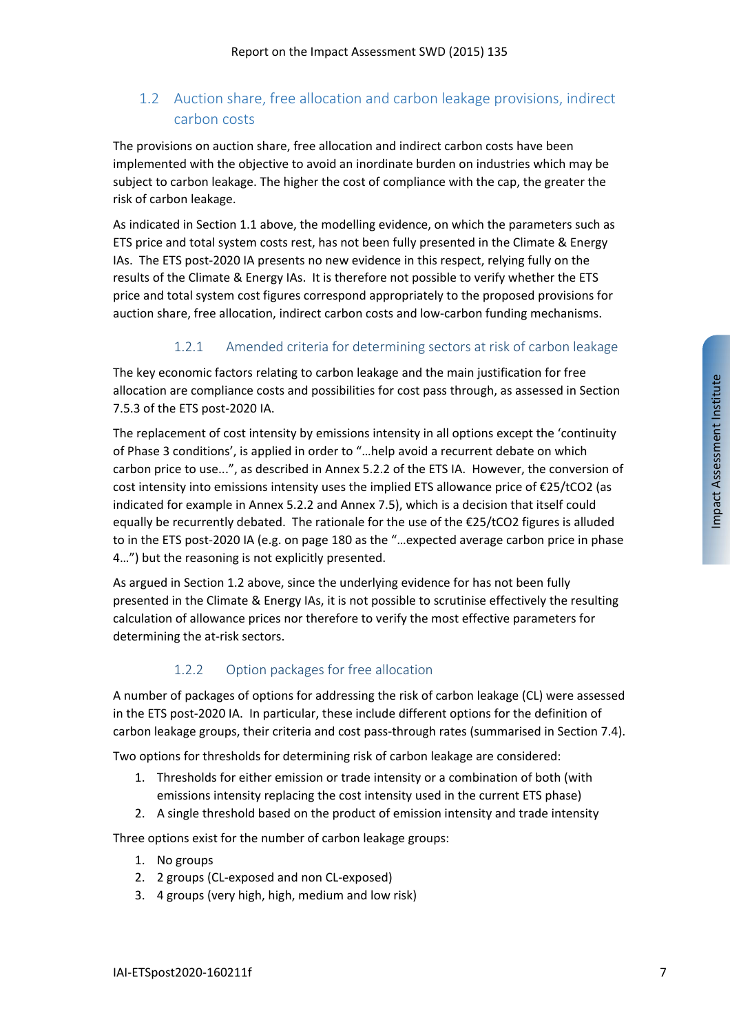## 1.2 Auction share, free allocation and carbon leakage provisions, indirect carbon costs

The provisions on auction share, free allocation and indirect carbon costs have been implemented with the objective to avoid an inordinate burden on industries which may be subject to carbon leakage. The higher the cost of compliance with the cap, the greater the risk of carbon leakage.

As indicated in Section 1.1 above, the modelling evidence, on which the parameters such as ETS price and total system costs rest, has not been fully presented in the Climate & Energy IAs. The ETS post-2020 IA presents no new evidence in this respect, relying fully on the results of the Climate & Energy IAs. It is therefore not possible to verify whether the ETS price and total system cost figures correspond appropriately to the proposed provisions for auction share, free allocation, indirect carbon costs and low-carbon funding mechanisms.

### 1.2.1 Amended criteria for determining sectors at risk of carbon leakage

The key economic factors relating to carbon leakage and the main justification for free allocation are compliance costs and possibilities for cost pass through, as assessed in Section 7.5.3 of the ETS post-2020 IA.

The replacement of cost intensity by emissions intensity in all options except the 'continuity of Phase 3 conditions', is applied in order to "…help avoid a recurrent debate on which carbon price to use...", as described in Annex 5.2.2 of the ETS IA. However, the conversion of cost intensity into emissions intensity uses the implied ETS allowance price of €25/t$CO_2$ (as indicated for example in Annex 5.2.2 and Annex 7.5), which is a decision that itself could equally be recurrently debated. The rationale for the use of the €25/t$CO_2$ figures is alluded to in the ETS post-2020 IA (e.g. on page 180 as the "…expected average carbon price in phase 4…") but the reasoning is not explicitly presented.

As argued in Section 1.2 above, since the underlying evidence for has not been fully presented in the Climate & Energy IAs, it is not possible to scrutinise effectively the resulting calculation of allowance prices nor therefore to verify the most effective parameters for determining the at-risk sectors.

### 1.2.2 Option packages for free allocation

A number of packages of options for addressing the risk of carbon leakage (CL) were assessed in the ETS post-2020 IA. In particular, these include different options for the definition of carbon leakage groups, their criteria and cost pass-through rates (summarised in Section 7.4).

Two options for thresholds for determining risk of carbon leakage are considered:

1. Thresholds for either emission or trade intensity or a combination of both (with emissions intensity replacing the cost intensity used in the current ETS phase)
2. A single threshold based on the product of emission intensity and trade intensity

Three options exist for the number of carbon leakage groups:

1. No groups
2. 2 groups (CL-exposed and non CL-exposed)
3. 4 groups (very high, high, medium and low risk)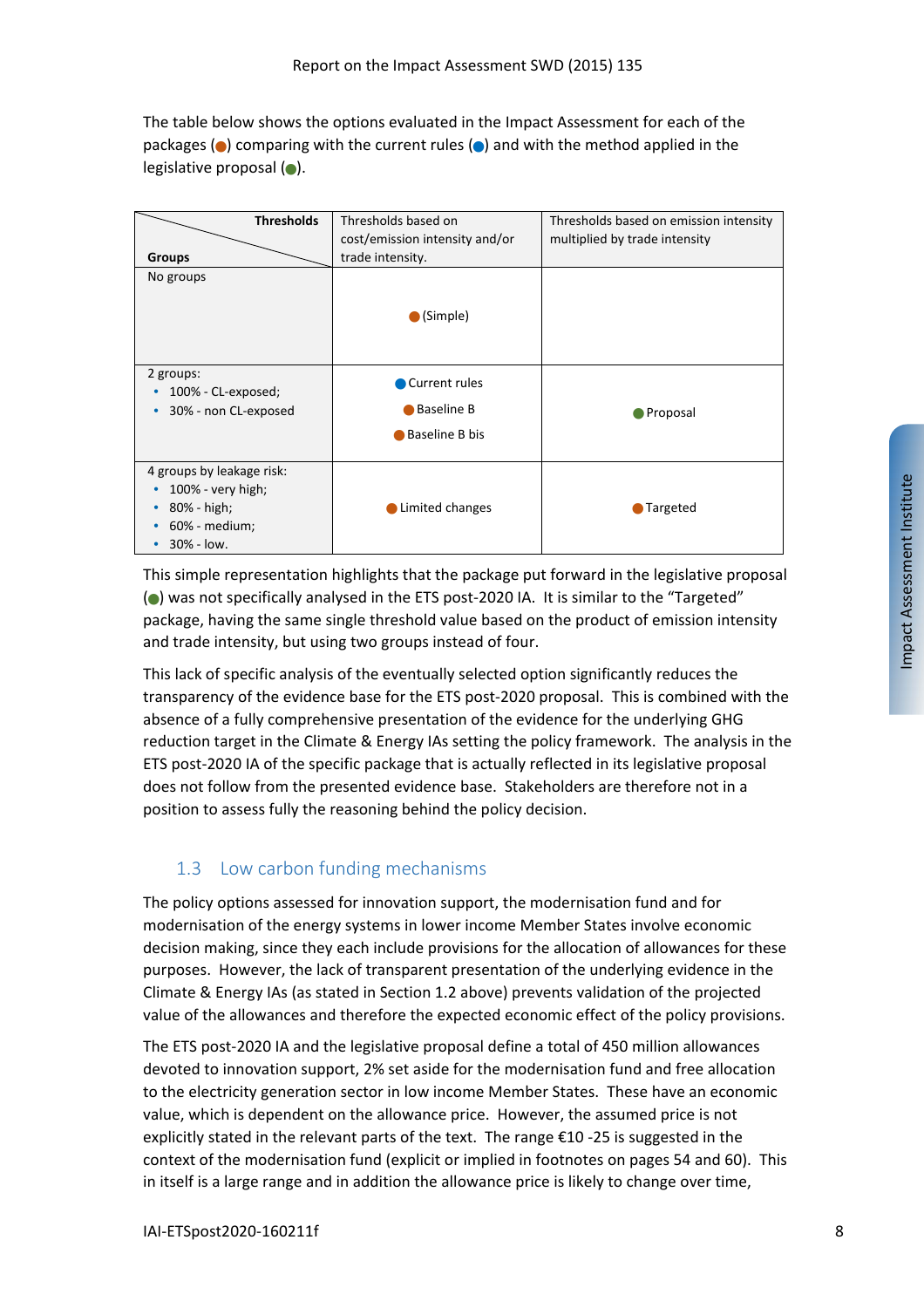The table below shows the options evaluated in the Impact Assessment for each of the packages (●) comparing with the current rules (●) and with the method applied in the legislative proposal (●).

| Groups \ Thresholds | Thresholds based on cost/emission intensity and/or trade intensity. | Thresholds based on emission intensity multiplied by trade intensity |
|---|---|---|
| No groups | ● (Simple) | |
| 2 groups:<br>• 100% - CL-exposed;<br>• 30% - non CL-exposed | ● Current rules<br>● Baseline B<br>● Baseline B bis | ● Proposal |
| 4 groups by leakage risk:<br>• 100% - very high;<br>• 80% - high;<br>• 60% - medium;<br>• 30% - low. | ● Limited changes | ● Targeted |

This simple representation highlights that the package put forward in the legislative proposal (●) was not specifically analysed in the ETS post-2020 IA. It is similar to the "Targeted" package, having the same single threshold value based on the product of emission intensity and trade intensity, but using two groups instead of four.

This lack of specific analysis of the eventually selected option significantly reduces the transparency of the evidence base for the ETS post-2020 proposal. This is combined with the absence of a fully comprehensive presentation of the evidence for the underlying GHG reduction target in the Climate & Energy IAs setting the policy framework. The analysis in the ETS post-2020 IA of the specific package that is actually reflected in its legislative proposal does not follow from the presented evidence base. Stakeholders are therefore not in a position to assess fully the reasoning behind the policy decision.

## 1.3 Low carbon funding mechanisms

The policy options assessed for innovation support, the modernisation fund and for modernisation of the energy systems in lower income Member States involve economic decision making, since they each include provisions for the allocation of allowances for these purposes. However, the lack of transparent presentation of the underlying evidence in the Climate & Energy IAs (as stated in Section 1.2 above) prevents validation of the projected value of the allowances and therefore the expected economic effect of the policy provisions.

The ETS post-2020 IA and the legislative proposal define a total of 450 million allowances devoted to innovation support, 2% set aside for the modernisation fund and free allocation to the electricity generation sector in low income Member States. These have an economic value, which is dependent on the allowance price. However, the assumed price is not explicitly stated in the relevant parts of the text. The range €10 -25 is suggested in the context of the modernisation fund (explicit or implied in footnotes on pages 54 and 60). This in itself is a large range and in addition the allowance price is likely to change over time,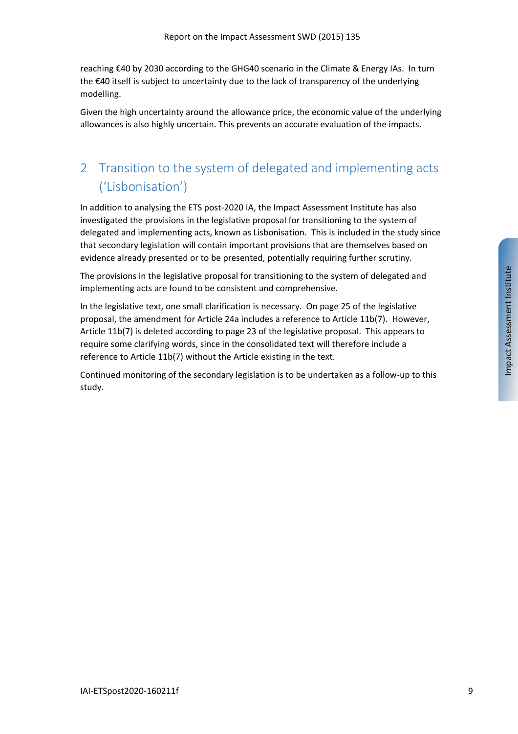reaching €40 by 2030 according to the GHG40 scenario in the Climate & Energy IAs. In turn the €40 itself is subject to uncertainty due to the lack of transparency of the underlying modelling.

Given the high uncertainty around the allowance price, the economic value of the underlying allowances is also highly uncertain. This prevents an accurate evaluation of the impacts.

## 2 Transition to the system of delegated and implementing acts ('Lisbonisation')

In addition to analysing the ETS post-2020 IA, the Impact Assessment Institute has also investigated the provisions in the legislative proposal for transitioning to the system of delegated and implementing acts, known as Lisbonisation. This is included in the study since that secondary legislation will contain important provisions that are themselves based on evidence already presented or to be presented, potentially requiring further scrutiny.

The provisions in the legislative proposal for transitioning to the system of delegated and implementing acts are found to be consistent and comprehensive.

In the legislative text, one small clarification is necessary. On page 25 of the legislative proposal, the amendment for Article 24a includes a reference to Article 11b(7). However, Article 11b(7) is deleted according to page 23 of the legislative proposal. This appears to require some clarifying words, since in the consolidated text will therefore include a reference to Article 11b(7) without the Article existing in the text.

Continued monitoring of the secondary legislation is to be undertaken as a follow-up to this study.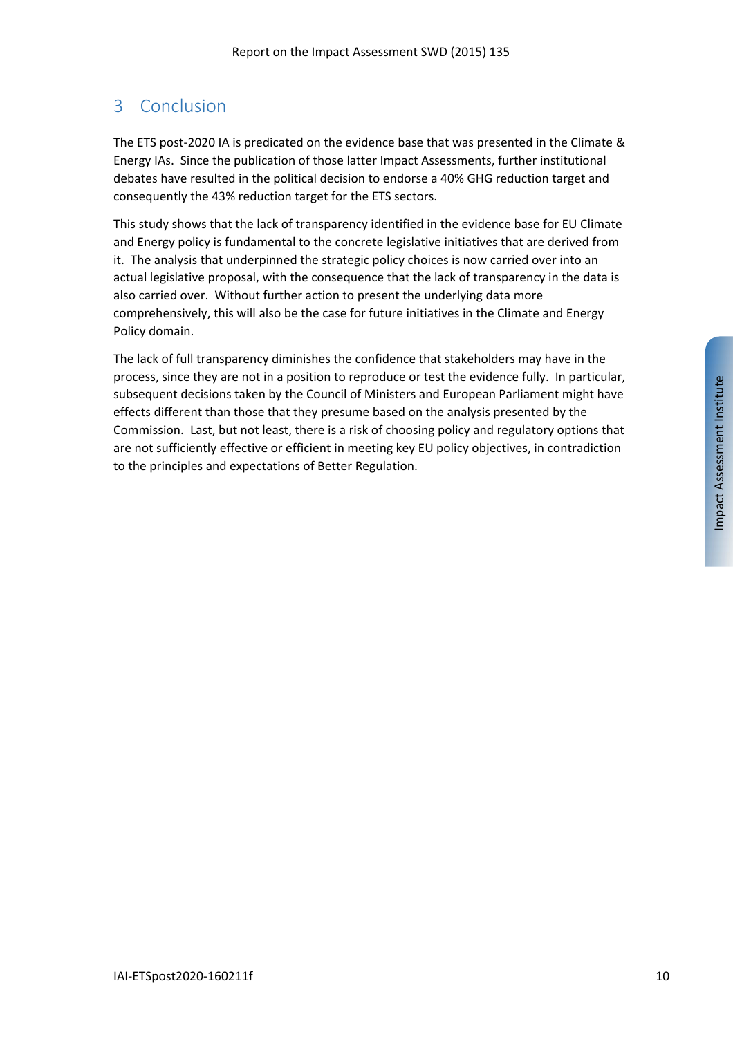# 3 Conclusion

The ETS post-2020 IA is predicated on the evidence base that was presented in the Climate & Energy IAs. Since the publication of those latter Impact Assessments, further institutional debates have resulted in the political decision to endorse a 40% GHG reduction target and consequently the 43% reduction target for the ETS sectors.

This study shows that the lack of transparency identified in the evidence base for EU Climate and Energy policy is fundamental to the concrete legislative initiatives that are derived from it. The analysis that underpinned the strategic policy choices is now carried over into an actual legislative proposal, with the consequence that the lack of transparency in the data is also carried over. Without further action to present the underlying data more comprehensively, this will also be the case for future initiatives in the Climate and Energy Policy domain.

The lack of full transparency diminishes the confidence that stakeholders may have in the process, since they are not in a position to reproduce or test the evidence fully. In particular, subsequent decisions taken by the Council of Ministers and European Parliament might have effects different than those that they presume based on the analysis presented by the Commission. Last, but not least, there is a risk of choosing policy and regulatory options that are not sufficiently effective or efficient in meeting key EU policy objectives, in contradiction to the principles and expectations of Better Regulation.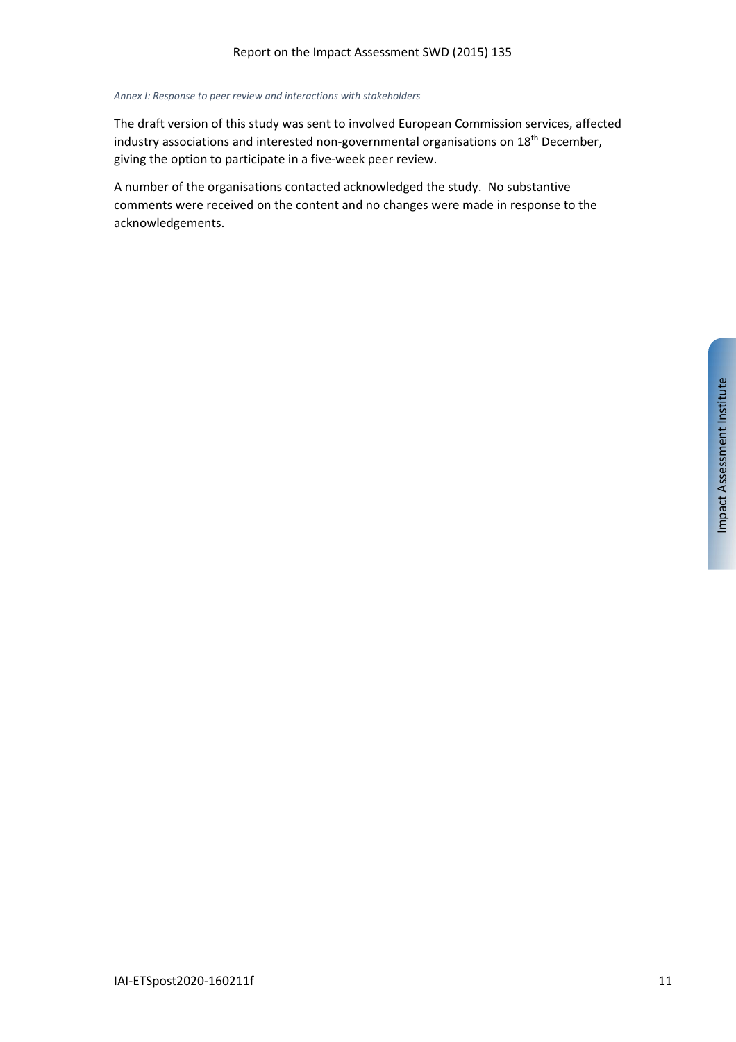*Annex I: Response to peer review and interactions with stakeholders*

The draft version of this study was sent to involved European Commission services, affected industry associations and interested non-governmental organisations on 18th December, giving the option to participate in a five-week peer review.

A number of the organisations contacted acknowledged the study. No substantive comments were received on the content and no changes were made in response to the acknowledgements.